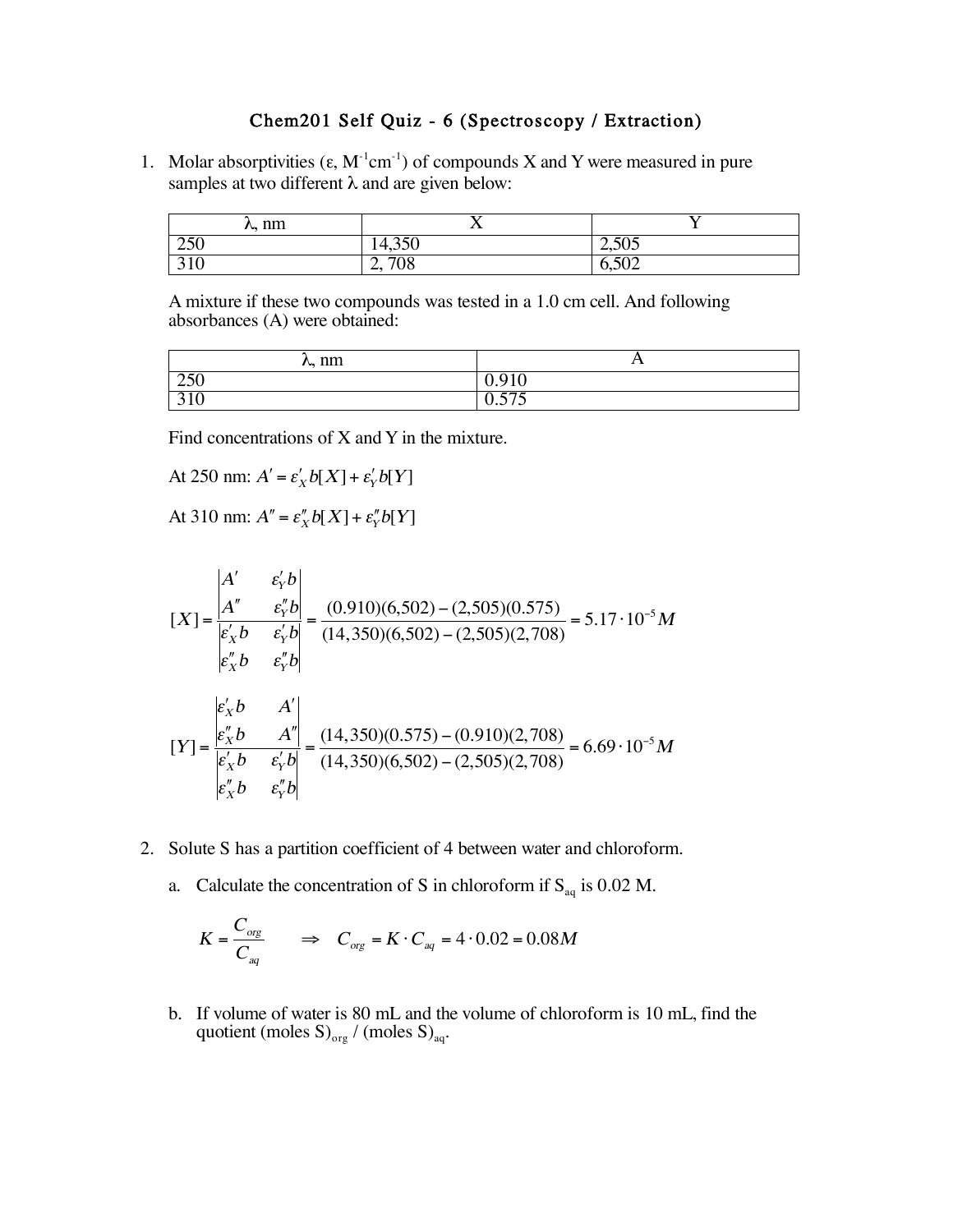# Chem201 Self Quiz - 6 (Spectroscopy / Extraction)

1. Molar absorptivities ($\varepsilon$, $M^{-1}cm^{-1}$) of compounds X and Y were measured in pure samples at two different $\lambda$ and are given below:

| $\lambda$, nm | X | Y |
|---|---|---|
| 250 | 14,350 | 2,505 |
| 310 | 2, 708 | 6,502 |

A mixture if these two compounds was tested in a 1.0 cm cell. And following absorbances (A) were obtained:

| $\lambda$, nm | A |
|---|---|
| 250 | 0.910 |
| 310 | 0.575 |

Find concentrations of X and Y in the mixture.

At 250 nm: $A' = \varepsilon'_X b[X] + \varepsilon'_Y b[Y]$

At 310 nm: $A'' = \varepsilon''_X b[X] + \varepsilon''_Y b[Y]$

$$[X] = \frac{\begin{vmatrix} A' & \varepsilon'_Y b \\ A'' & \varepsilon''_Y b \end{vmatrix}}{\begin{vmatrix} \varepsilon'_X b & \varepsilon'_Y b \\ \varepsilon''_X b & \varepsilon''_Y b \end{vmatrix}} = \frac{(0.910)(6,502) - (2,505)(0.575)}{(14,350)(6,502) - (2,505)(2,708)} = 5.17 \cdot 10^{-5} M$$

$$[Y] = \frac{\begin{vmatrix} \varepsilon'_X b & A' \\ \varepsilon''_X b & A'' \end{vmatrix}}{\begin{vmatrix} \varepsilon'_X b & \varepsilon'_Y b \\ \varepsilon''_X b & \varepsilon''_Y b \end{vmatrix}} = \frac{(14,350)(0.575) - (0.910)(2,708)}{(14,350)(6,502) - (2,505)(2,708)} = 6.69 \cdot 10^{-5} M$$

2. Solute S has a partition coefficient of 4 between water and chloroform.

   a. Calculate the concentration of S in chloroform if $S_{aq}$ is 0.02 M.

$$K = \frac{C_{org}}{C_{aq}} \quad \Rightarrow \quad C_{org} = K \cdot C_{aq} = 4 \cdot 0.02 = 0.08M$$

   b. If volume of water is 80 mL and the volume of chloroform is 10 mL, find the quotient $(\text{moles S})_{org} / (\text{moles S})_{aq}$.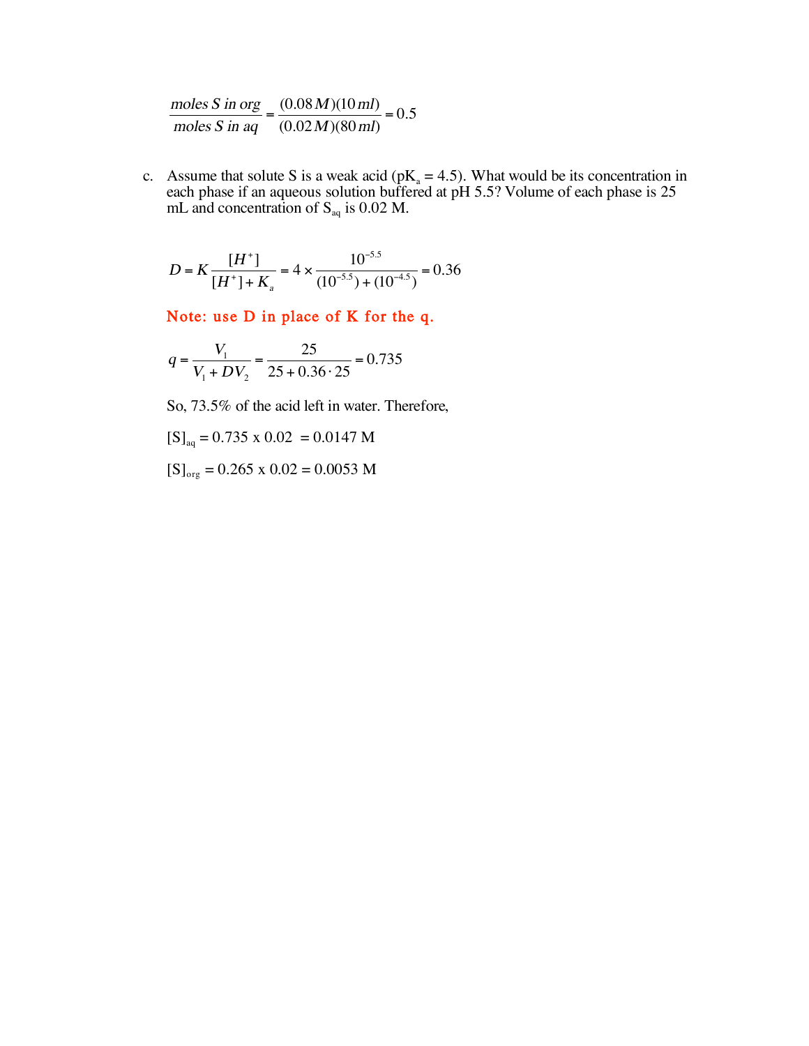$$\frac{\text{moles } S \text{ in org}}{\text{moles } S \text{ in aq}} = \frac{(0.08\,M)(10\,ml)}{(0.02\,M)(80\,ml)} = 0.5$$

c. Assume that solute S is a weak acid ($pK_a = 4.5$). What would be its concentration in each phase if an aqueous solution buffered at pH 5.5? Volume of each phase is 25 mL and concentration of $S_{aq}$ is 0.02 M.

$$D = K\frac{[H^+]}{[H^+] + K_a} = 4 \times \frac{10^{-5.5}}{(10^{-5.5}) + (10^{-4.5})} = 0.36$$

**Note: use D in place of K for the q.**

$$q = \frac{V_1}{V_1 + DV_2} = \frac{25}{25 + 0.36 \cdot 25} = 0.735$$

So, 73.5% of the acid left in water. Therefore,

$[S]_{aq} = 0.735 \text{ x } 0.02 = 0.0147$ M

$[S]_{org} = 0.265 \text{ x } 0.02 = 0.0053$ M